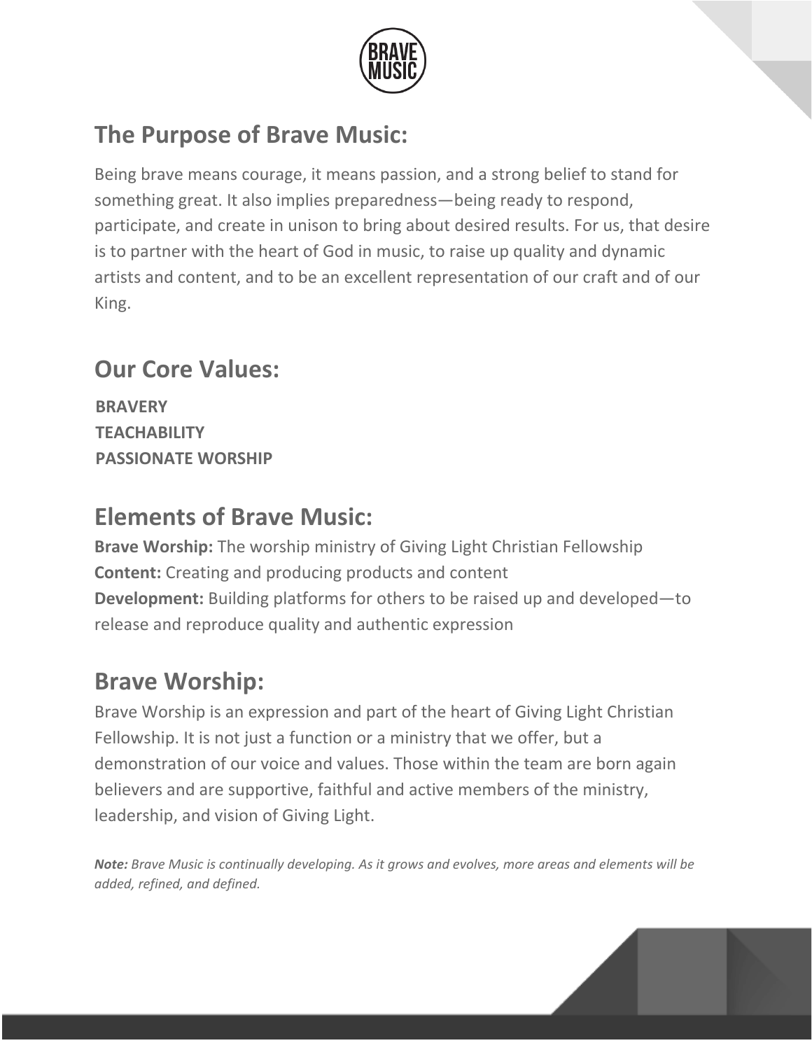## The Purpose of Brave Music:

Being brave means courage, it means passion, and a strong belief to stand for something great. It also implies preparedness—being ready to respond, participate, and create in unison to bring about desired results. For us, that desire is to partner with the heart of God in music, to raise up quality and dynamic artists and content, and to be an excellent representation of our craft and of our King.

## Our Core Values:

**BRAVERY**
**TEACHABILITY**
**PASSIONATE WORSHIP**

## Elements of Brave Music:

**Brave Worship:** The worship ministry of Giving Light Christian Fellowship
**Content:** Creating and producing products and content
**Development:** Building platforms for others to be raised up and developed—to release and reproduce quality and authentic expression

## Brave Worship:

Brave Worship is an expression and part of the heart of Giving Light Christian Fellowship. It is not just a function or a ministry that we offer, but a demonstration of our voice and values. Those within the team are born again believers and are supportive, faithful and active members of the ministry, leadership, and vision of Giving Light.

***Note:*** *Brave Music is continually developing. As it grows and evolves, more areas and elements will be added, refined, and defined.*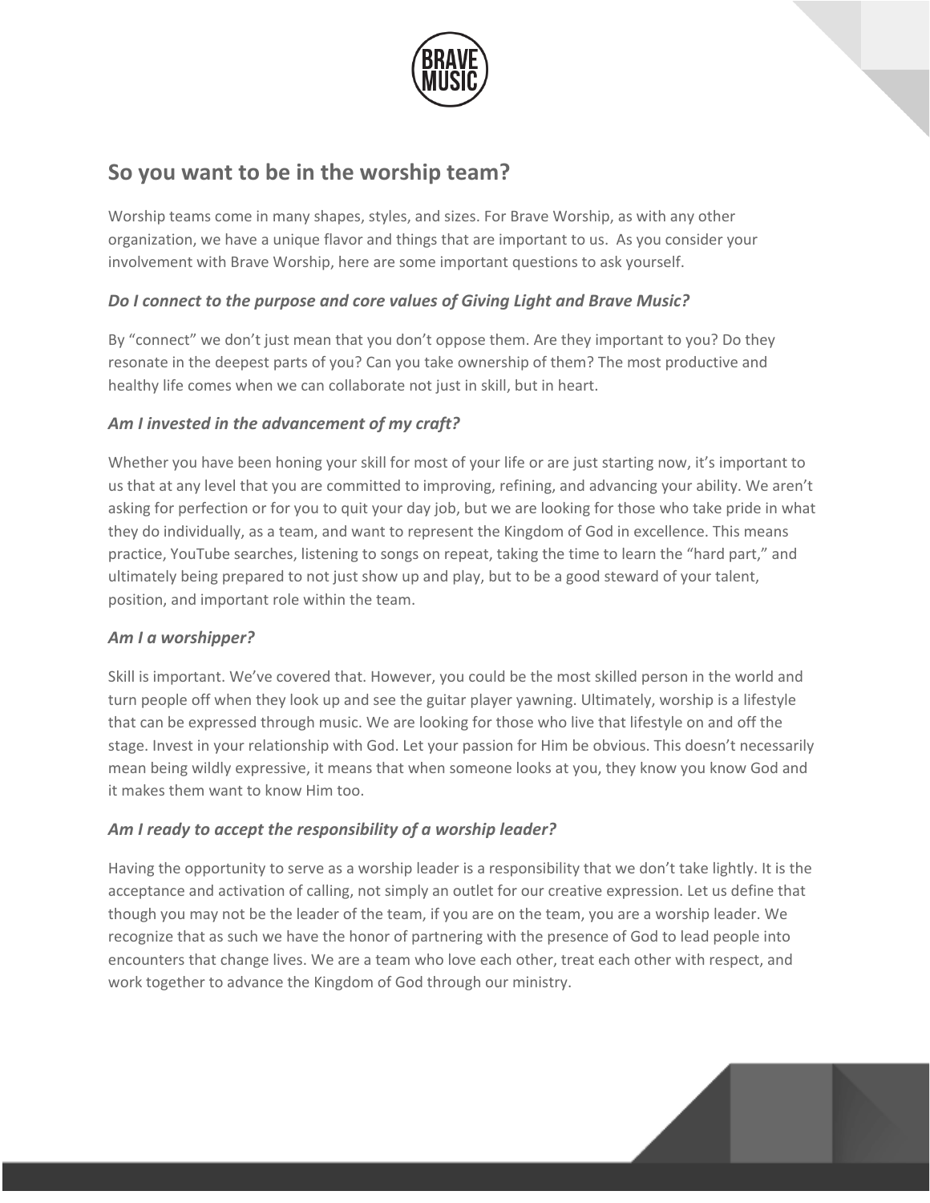## So you want to be in the worship team?

Worship teams come in many shapes, styles, and sizes. For Brave Worship, as with any other organization, we have a unique flavor and things that are important to us. As you consider your involvement with Brave Worship, here are some important questions to ask yourself.

### *Do I connect to the purpose and core values of Giving Light and Brave Music?*

By "connect" we don't just mean that you don't oppose them. Are they important to you? Do they resonate in the deepest parts of you? Can you take ownership of them? The most productive and healthy life comes when we can collaborate not just in skill, but in heart.

### *Am I invested in the advancement of my craft?*

Whether you have been honing your skill for most of your life or are just starting now, it's important to us that at any level that you are committed to improving, refining, and advancing your ability. We aren't asking for perfection or for you to quit your day job, but we are looking for those who take pride in what they do individually, as a team, and want to represent the Kingdom of God in excellence. This means practice, YouTube searches, listening to songs on repeat, taking the time to learn the "hard part," and ultimately being prepared to not just show up and play, but to be a good steward of your talent, position, and important role within the team.

### *Am I a worshipper?*

Skill is important. We've covered that. However, you could be the most skilled person in the world and turn people off when they look up and see the guitar player yawning. Ultimately, worship is a lifestyle that can be expressed through music. We are looking for those who live that lifestyle on and off the stage. Invest in your relationship with God. Let your passion for Him be obvious. This doesn't necessarily mean being wildly expressive, it means that when someone looks at you, they know you know God and it makes them want to know Him too.

### *Am I ready to accept the responsibility of a worship leader?*

Having the opportunity to serve as a worship leader is a responsibility that we don't take lightly. It is the acceptance and activation of calling, not simply an outlet for our creative expression. Let us define that though you may not be the leader of the team, if you are on the team, you are a worship leader. We recognize that as such we have the honor of partnering with the presence of God to lead people into encounters that change lives. We are a team who love each other, treat each other with respect, and work together to advance the Kingdom of God through our ministry.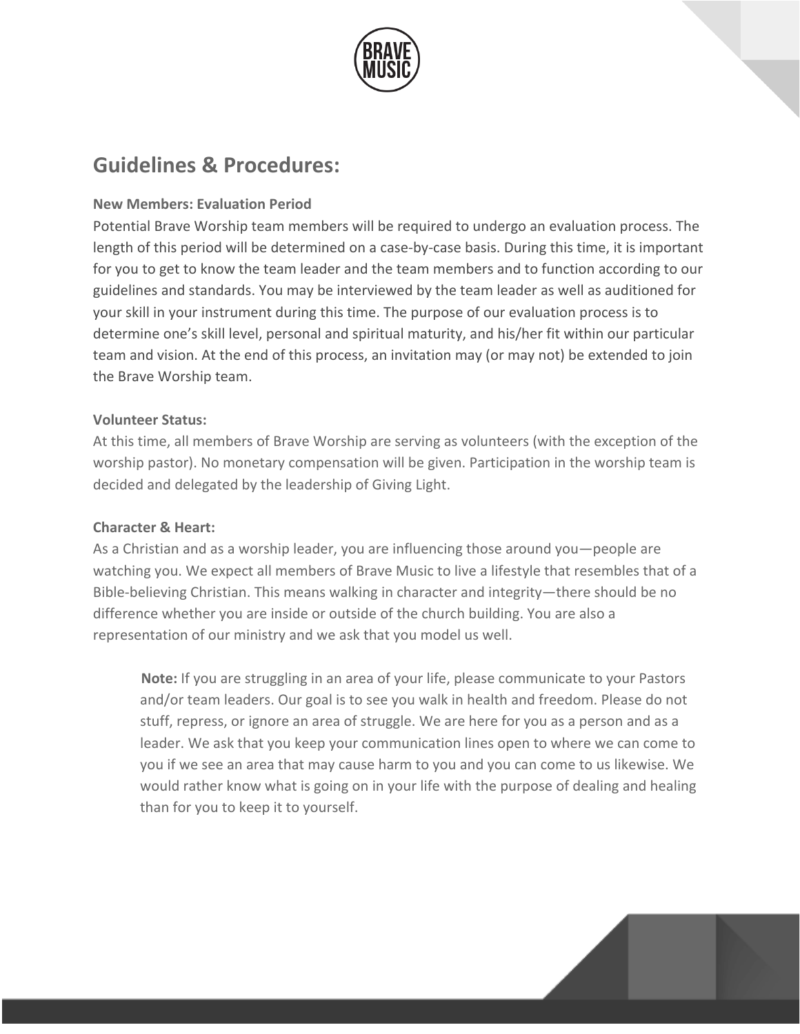## Guidelines & Procedures:

**New Members: Evaluation Period**

Potential Brave Worship team members will be required to undergo an evaluation process. The length of this period will be determined on a case-by-case basis. During this time, it is important for you to get to know the team leader and the team members and to function according to our guidelines and standards. You may be interviewed by the team leader as well as auditioned for your skill in your instrument during this time. The purpose of our evaluation process is to determine one's skill level, personal and spiritual maturity, and his/her fit within our particular team and vision. At the end of this process, an invitation may (or may not) be extended to join the Brave Worship team.

**Volunteer Status:**

At this time, all members of Brave Worship are serving as volunteers (with the exception of the worship pastor). No monetary compensation will be given. Participation in the worship team is decided and delegated by the leadership of Giving Light.

**Character & Heart:**

As a Christian and as a worship leader, you are influencing those around you—people are watching you. We expect all members of Brave Music to live a lifestyle that resembles that of a Bible-believing Christian. This means walking in character and integrity—there should be no difference whether you are inside or outside of the church building. You are also a representation of our ministry and we ask that you model us well.

> **Note:** If you are struggling in an area of your life, please communicate to your Pastors and/or team leaders. Our goal is to see you walk in health and freedom. Please do not stuff, repress, or ignore an area of struggle. We are here for you as a person and as a leader. We ask that you keep your communication lines open to where we can come to you if we see an area that may cause harm to you and you can come to us likewise. We would rather know what is going on in your life with the purpose of dealing and healing than for you to keep it to yourself.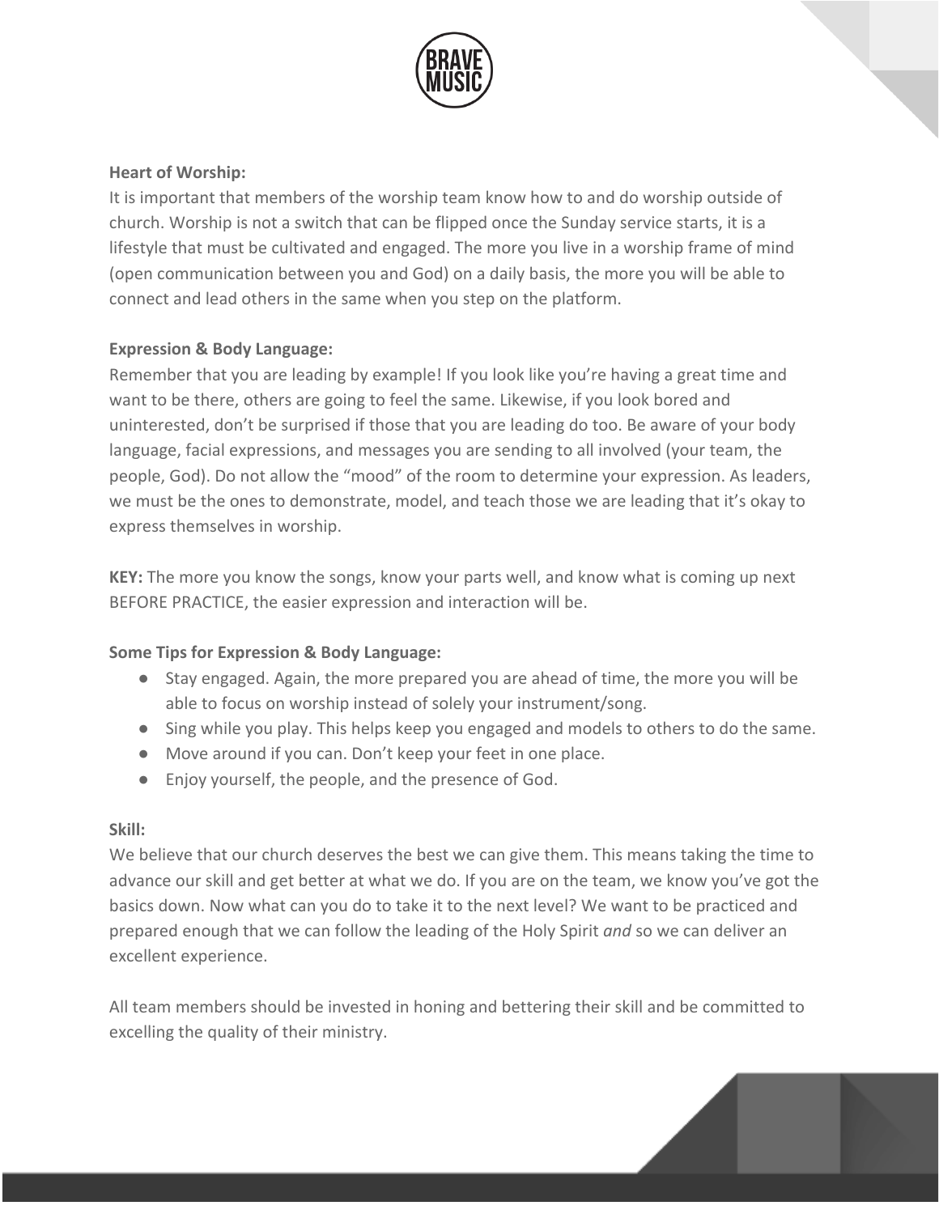**Heart of Worship:**

It is important that members of the worship team know how to and do worship outside of church. Worship is not a switch that can be flipped once the Sunday service starts, it is a lifestyle that must be cultivated and engaged. The more you live in a worship frame of mind (open communication between you and God) on a daily basis, the more you will be able to connect and lead others in the same when you step on the platform.

**Expression & Body Language:**

Remember that you are leading by example! If you look like you're having a great time and want to be there, others are going to feel the same. Likewise, if you look bored and uninterested, don't be surprised if those that you are leading do too. Be aware of your body language, facial expressions, and messages you are sending to all involved (your team, the people, God). Do not allow the "mood" of the room to determine your expression. As leaders, we must be the ones to demonstrate, model, and teach those we are leading that it's okay to express themselves in worship.

**KEY:** The more you know the songs, know your parts well, and know what is coming up next BEFORE PRACTICE, the easier expression and interaction will be.

**Some Tips for Expression & Body Language:**

- Stay engaged. Again, the more prepared you are ahead of time, the more you will be able to focus on worship instead of solely your instrument/song.
- Sing while you play. This helps keep you engaged and models to others to do the same.
- Move around if you can. Don't keep your feet in one place.
- Enjoy yourself, the people, and the presence of God.

**Skill:**

We believe that our church deserves the best we can give them. This means taking the time to advance our skill and get better at what we do. If you are on the team, we know you've got the basics down. Now what can you do to take it to the next level? We want to be practiced and prepared enough that we can follow the leading of the Holy Spirit *and* so we can deliver an excellent experience.

All team members should be invested in honing and bettering their skill and be committed to excelling the quality of their ministry.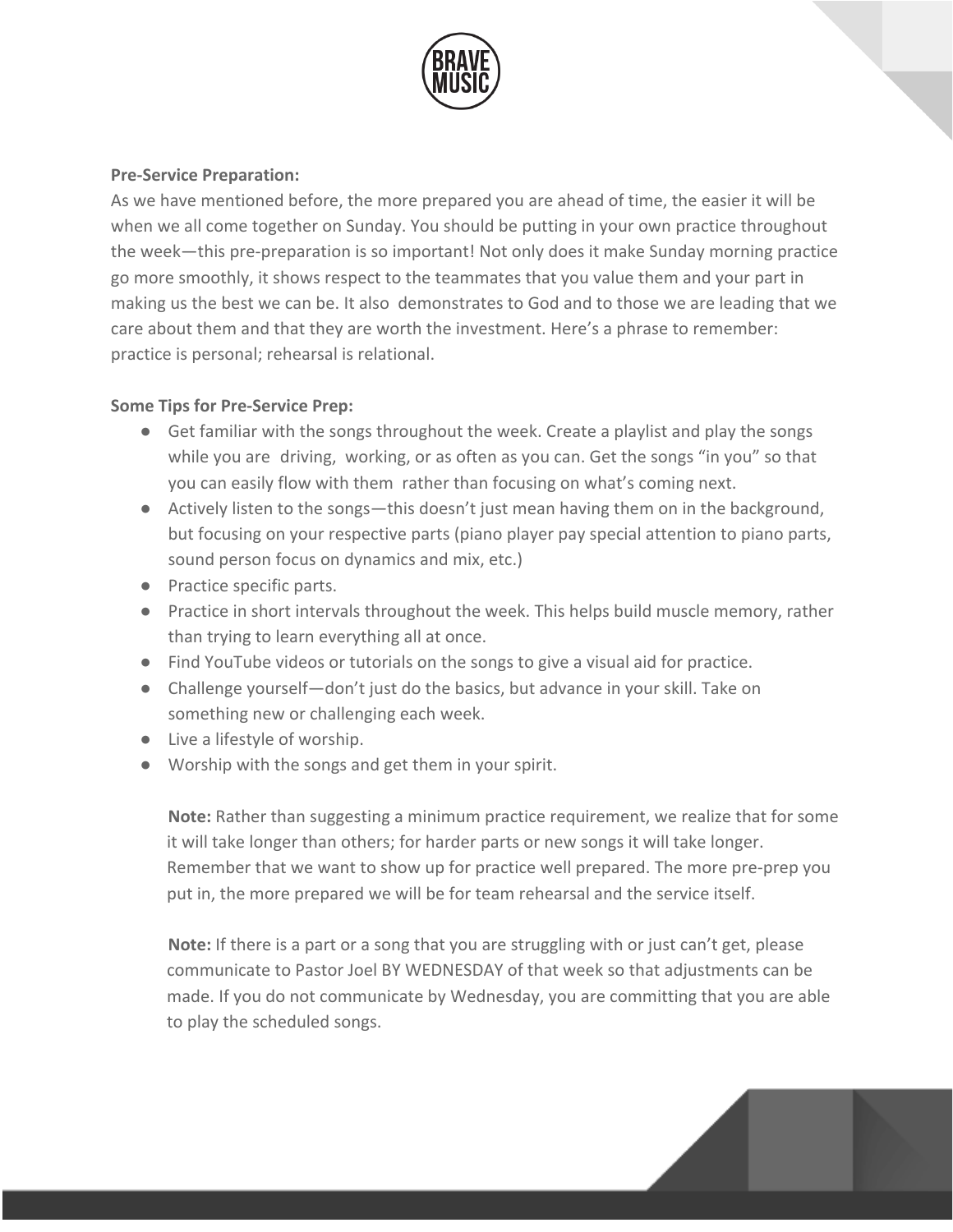**Pre-Service Preparation:**

As we have mentioned before, the more prepared you are ahead of time, the easier it will be when we all come together on Sunday. You should be putting in your own practice throughout the week—this pre-preparation is so important! Not only does it make Sunday morning practice go more smoothly, it shows respect to the teammates that you value them and your part in making us the best we can be. It also demonstrates to God and to those we are leading that we care about them and that they are worth the investment. Here's a phrase to remember: practice is personal; rehearsal is relational.

**Some Tips for Pre-Service Prep:**

- Get familiar with the songs throughout the week. Create a playlist and play the songs while you are driving, working, or as often as you can. Get the songs "in you" so that you can easily flow with them rather than focusing on what's coming next.
- Actively listen to the songs—this doesn't just mean having them on in the background, but focusing on your respective parts (piano player pay special attention to piano parts, sound person focus on dynamics and mix, etc.)
- Practice specific parts.
- Practice in short intervals throughout the week. This helps build muscle memory, rather than trying to learn everything all at once.
- Find YouTube videos or tutorials on the songs to give a visual aid for practice.
- Challenge yourself—don't just do the basics, but advance in your skill. Take on something new or challenging each week.
- Live a lifestyle of worship.
- Worship with the songs and get them in your spirit.

**Note:** Rather than suggesting a minimum practice requirement, we realize that for some it will take longer than others; for harder parts or new songs it will take longer. Remember that we want to show up for practice well prepared. The more pre-prep you put in, the more prepared we will be for team rehearsal and the service itself.

**Note:** If there is a part or a song that you are struggling with or just can't get, please communicate to Pastor Joel BY WEDNESDAY of that week so that adjustments can be made. If you do not communicate by Wednesday, you are committing that you are able to play the scheduled songs.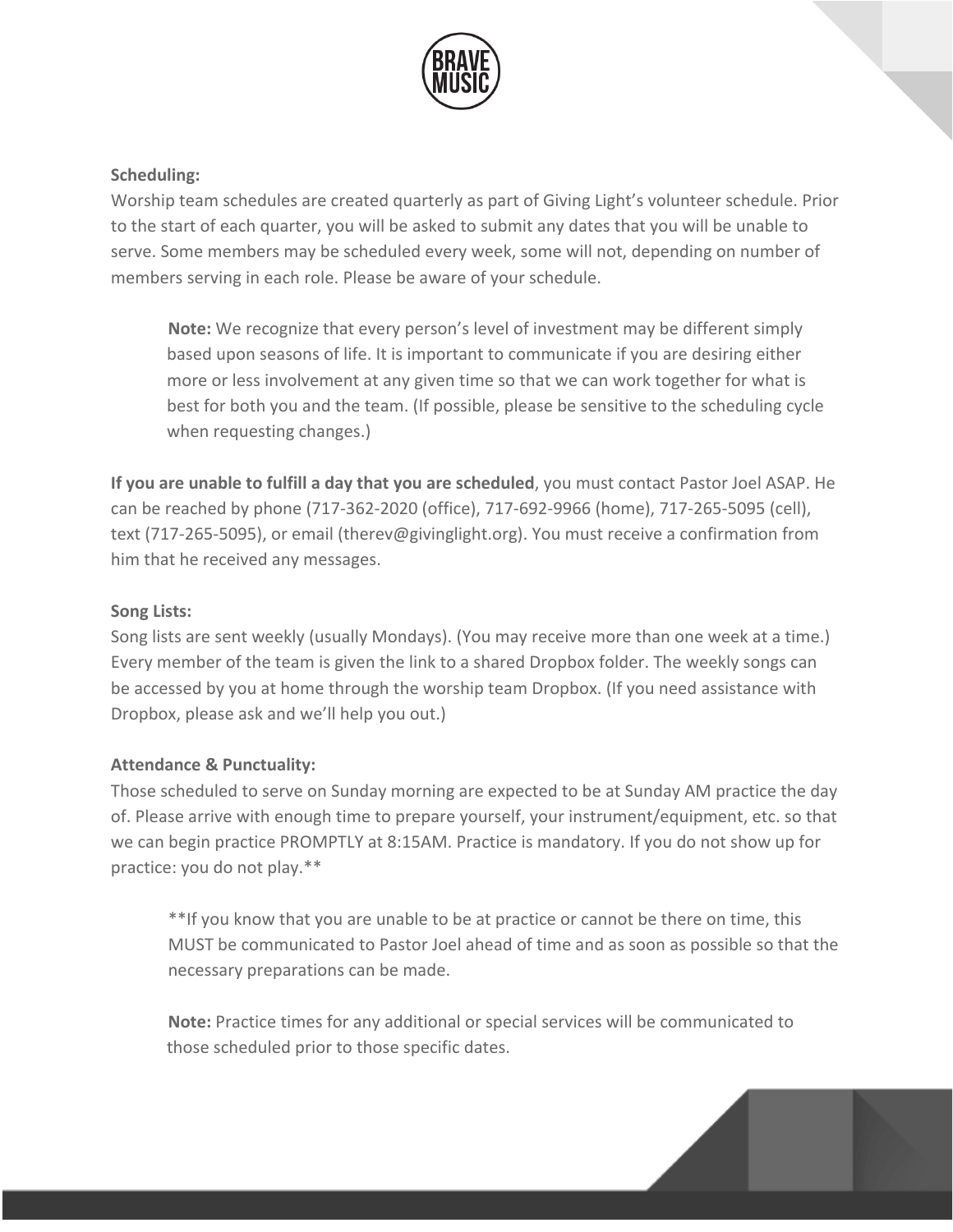**Scheduling:**
Worship team schedules are created quarterly as part of Giving Light's volunteer schedule. Prior to the start of each quarter, you will be asked to submit any dates that you will be unable to serve. Some members may be scheduled every week, some will not, depending on number of members serving in each role. Please be aware of your schedule.

> **Note:** We recognize that every person's level of investment may be different simply based upon seasons of life. It is important to communicate if you are desiring either more or less involvement at any given time so that we can work together for what is best for both you and the team. (If possible, please be sensitive to the scheduling cycle when requesting changes.)

**If you are unable to fulfill a day that you are scheduled**, you must contact Pastor Joel ASAP. He can be reached by phone (717-362-2020 (office), 717-692-9966 (home), 717-265-5095 (cell), text (717-265-5095), or email (therev@givinglight.org). You must receive a confirmation from him that he received any messages.

**Song Lists:**
Song lists are sent weekly (usually Mondays). (You may receive more than one week at a time.) Every member of the team is given the link to a shared Dropbox folder. The weekly songs can be accessed by you at home through the worship team Dropbox. (If you need assistance with Dropbox, please ask and we'll help you out.)

**Attendance & Punctuality:**
Those scheduled to serve on Sunday morning are expected to be at Sunday AM practice the day of. Please arrive with enough time to prepare yourself, your instrument/equipment, etc. so that we can begin practice PROMPTLY at 8:15AM. Practice is mandatory. If you do not show up for practice: you do not play.**

> **If you know that you are unable to be at practice or cannot be there on time, this MUST be communicated to Pastor Joel ahead of time and as soon as possible so that the necessary preparations can be made.

> **Note:** Practice times for any additional or special services will be communicated to those scheduled prior to those specific dates.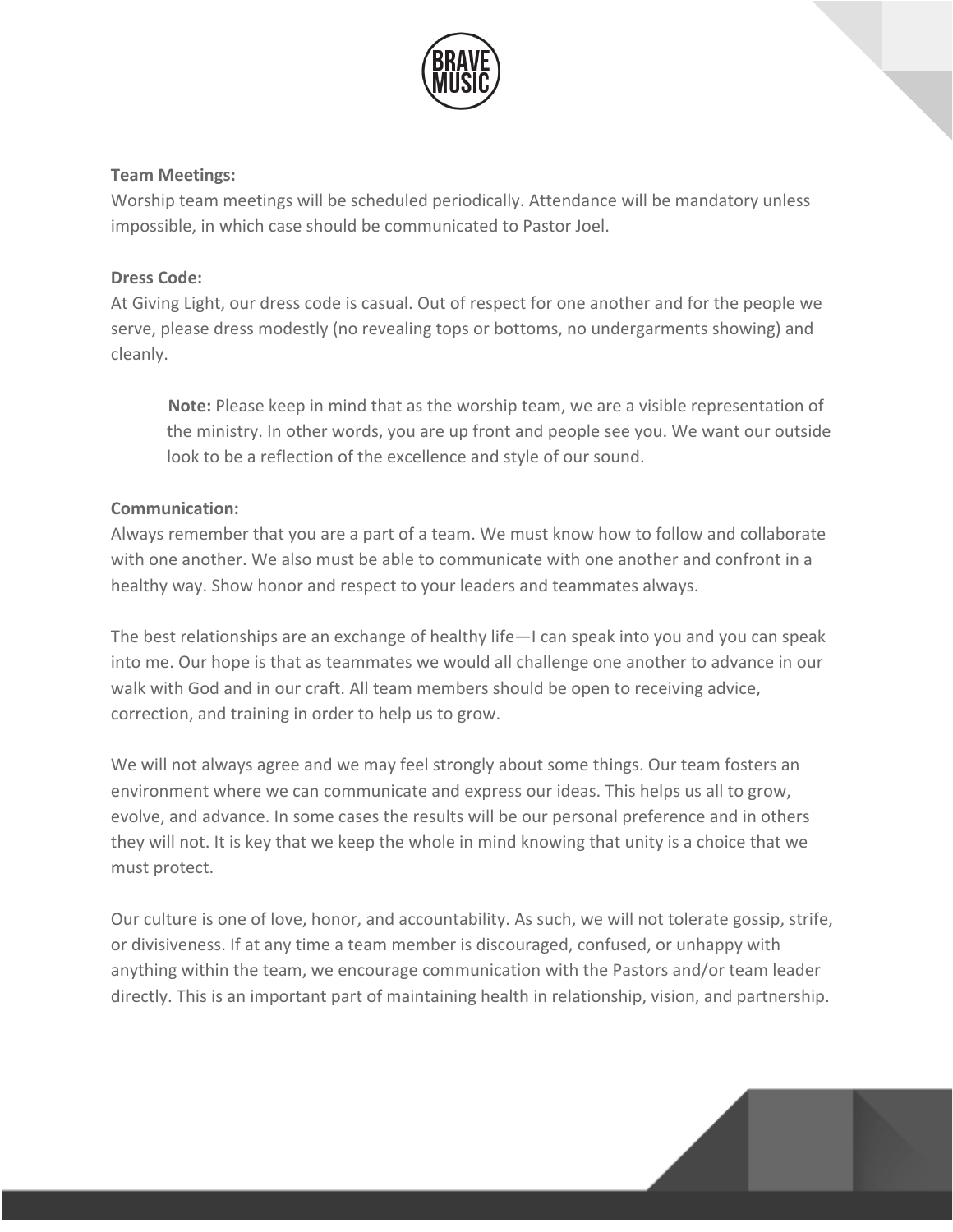**Team Meetings:**
Worship team meetings will be scheduled periodically. Attendance will be mandatory unless impossible, in which case should be communicated to Pastor Joel.

**Dress Code:**
At Giving Light, our dress code is casual. Out of respect for one another and for the people we serve, please dress modestly (no revealing tops or bottoms, no undergarments showing) and cleanly.

> **Note:** Please keep in mind that as the worship team, we are a visible representation of the ministry. In other words, you are up front and people see you. We want our outside look to be a reflection of the excellence and style of our sound.

**Communication:**
Always remember that you are a part of a team. We must know how to follow and collaborate with one another. We also must be able to communicate with one another and confront in a healthy way. Show honor and respect to your leaders and teammates always.

The best relationships are an exchange of healthy life—I can speak into you and you can speak into me. Our hope is that as teammates we would all challenge one another to advance in our walk with God and in our craft. All team members should be open to receiving advice, correction, and training in order to help us to grow.

We will not always agree and we may feel strongly about some things. Our team fosters an environment where we can communicate and express our ideas. This helps us all to grow, evolve, and advance. In some cases the results will be our personal preference and in others they will not. It is key that we keep the whole in mind knowing that unity is a choice that we must protect.

Our culture is one of love, honor, and accountability. As such, we will not tolerate gossip, strife, or divisiveness. If at any time a team member is discouraged, confused, or unhappy with anything within the team, we encourage communication with the Pastors and/or team leader directly. This is an important part of maintaining health in relationship, vision, and partnership.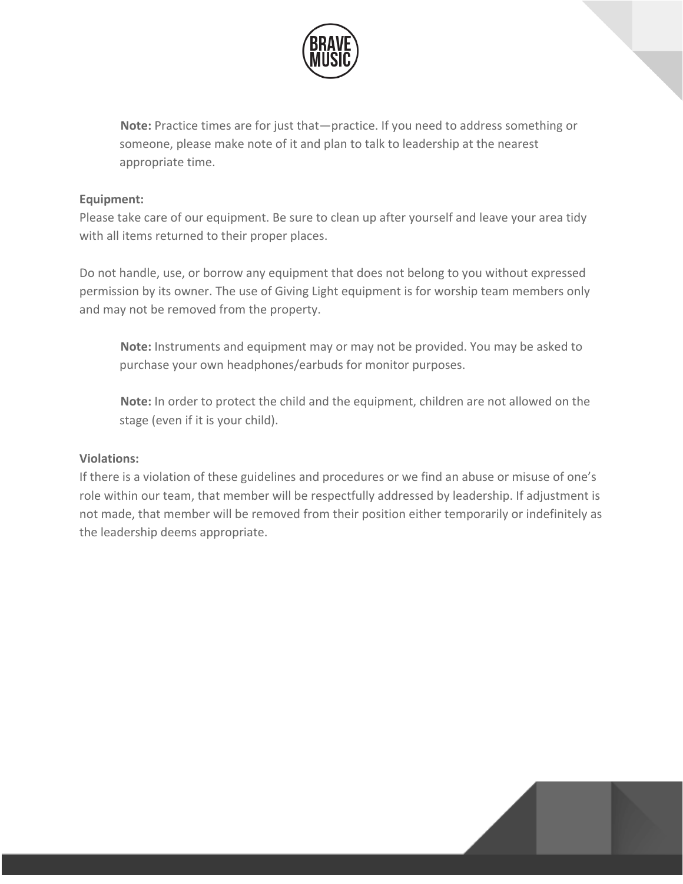> **Note:** Practice times are for just that—practice. If you need to address something or someone, please make note of it and plan to talk to leadership at the nearest appropriate time.

**Equipment:**
Please take care of our equipment. Be sure to clean up after yourself and leave your area tidy with all items returned to their proper places.

Do not handle, use, or borrow any equipment that does not belong to you without expressed permission by its owner. The use of Giving Light equipment is for worship team members only and may not be removed from the property.

> **Note:** Instruments and equipment may or may not be provided. You may be asked to purchase your own headphones/earbuds for monitor purposes.

> **Note:** In order to protect the child and the equipment, children are not allowed on the stage (even if it is your child).

**Violations:**
If there is a violation of these guidelines and procedures or we find an abuse or misuse of one's role within our team, that member will be respectfully addressed by leadership. If adjustment is not made, that member will be removed from their position either temporarily or indefinitely as the leadership deems appropriate.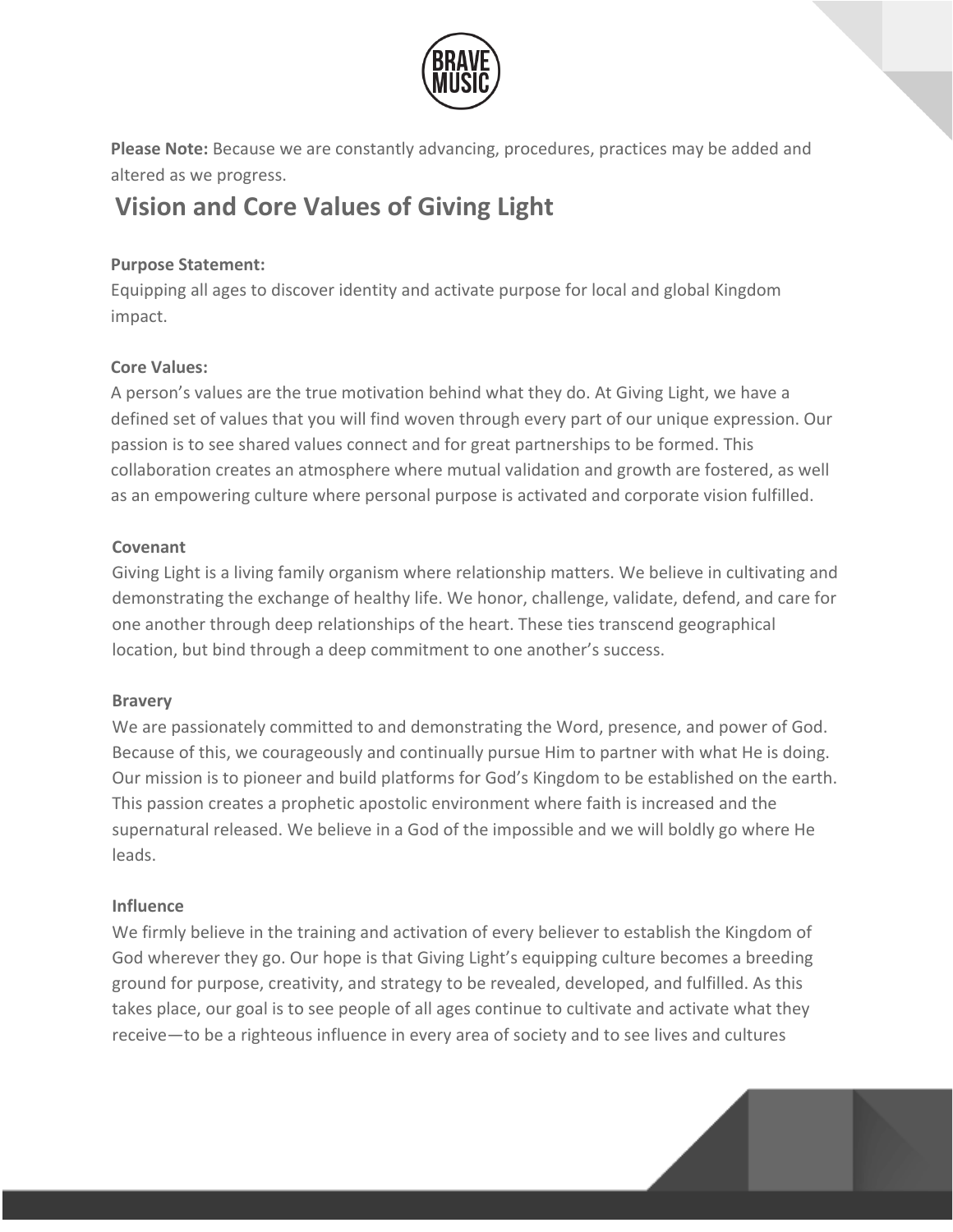**Please Note:** Because we are constantly advancing, procedures, practices may be added and altered as we progress.

# Vision and Core Values of Giving Light

### Purpose Statement:

Equipping all ages to discover identity and activate purpose for local and global Kingdom impact.

### Core Values:

A person's values are the true motivation behind what they do. At Giving Light, we have a defined set of values that you will find woven through every part of our unique expression. Our passion is to see shared values connect and for great partnerships to be formed. This collaboration creates an atmosphere where mutual validation and growth are fostered, as well as an empowering culture where personal purpose is activated and corporate vision fulfilled.

### Covenant

Giving Light is a living family organism where relationship matters. We believe in cultivating and demonstrating the exchange of healthy life. We honor, challenge, validate, defend, and care for one another through deep relationships of the heart. These ties transcend geographical location, but bind through a deep commitment to one another's success.

### Bravery

We are passionately committed to and demonstrating the Word, presence, and power of God. Because of this, we courageously and continually pursue Him to partner with what He is doing. Our mission is to pioneer and build platforms for God's Kingdom to be established on the earth. This passion creates a prophetic apostolic environment where faith is increased and the supernatural released. We believe in a God of the impossible and we will boldly go where He leads.

### Influence

We firmly believe in the training and activation of every believer to establish the Kingdom of God wherever they go. Our hope is that Giving Light's equipping culture becomes a breeding ground for purpose, creativity, and strategy to be revealed, developed, and fulfilled. As this takes place, our goal is to see people of all ages continue to cultivate and activate what they receive—to be a righteous influence in every area of society and to see lives and cultures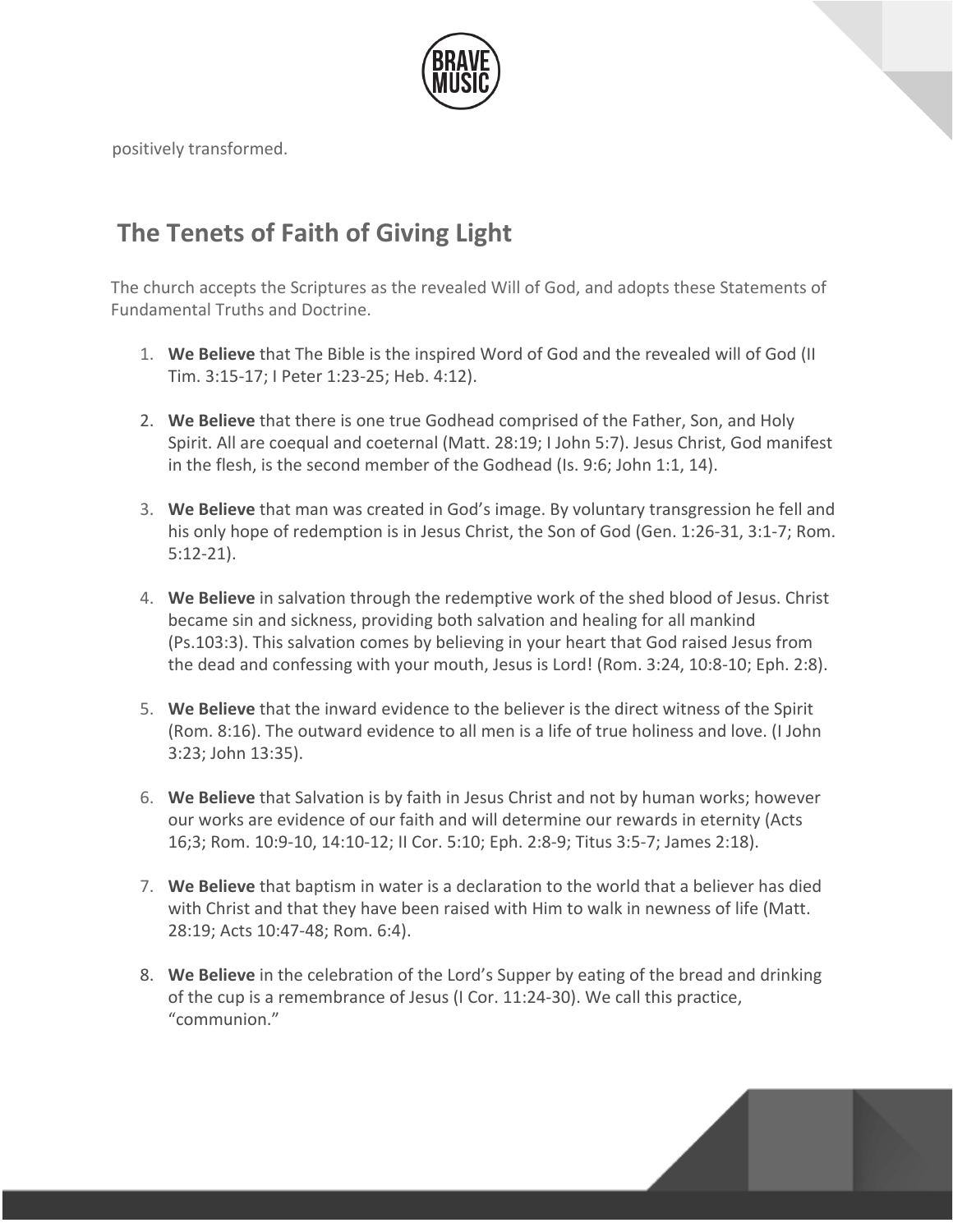positively transformed.

## The Tenets of Faith of Giving Light

The church accepts the Scriptures as the revealed Will of God, and adopts these Statements of Fundamental Truths and Doctrine.

1. **We Believe** that The Bible is the inspired Word of God and the revealed will of God (II Tim. 3:15-17; I Peter 1:23-25; Heb. 4:12).

2. **We Believe** that there is one true Godhead comprised of the Father, Son, and Holy Spirit. All are coequal and coeternal (Matt. 28:19; I John 5:7). Jesus Christ, God manifest in the flesh, is the second member of the Godhead (Is. 9:6; John 1:1, 14).

3. **We Believe** that man was created in God's image. By voluntary transgression he fell and his only hope of redemption is in Jesus Christ, the Son of God (Gen. 1:26-31, 3:1-7; Rom. 5:12-21).

4. **We Believe** in salvation through the redemptive work of the shed blood of Jesus. Christ became sin and sickness, providing both salvation and healing for all mankind (Ps.103:3). This salvation comes by believing in your heart that God raised Jesus from the dead and confessing with your mouth, Jesus is Lord! (Rom. 3:24, 10:8-10; Eph. 2:8).

5. **We Believe** that the inward evidence to the believer is the direct witness of the Spirit (Rom. 8:16). The outward evidence to all men is a life of true holiness and love. (I John 3:23; John 13:35).

6. **We Believe** that Salvation is by faith in Jesus Christ and not by human works; however our works are evidence of our faith and will determine our rewards in eternity (Acts 16;3; Rom. 10:9-10, 14:10-12; II Cor. 5:10; Eph. 2:8-9; Titus 3:5-7; James 2:18).

7. **We Believe** that baptism in water is a declaration to the world that a believer has died with Christ and that they have been raised with Him to walk in newness of life (Matt. 28:19; Acts 10:47-48; Rom. 6:4).

8. **We Believe** in the celebration of the Lord's Supper by eating of the bread and drinking of the cup is a remembrance of Jesus (I Cor. 11:24-30). We call this practice, "communion."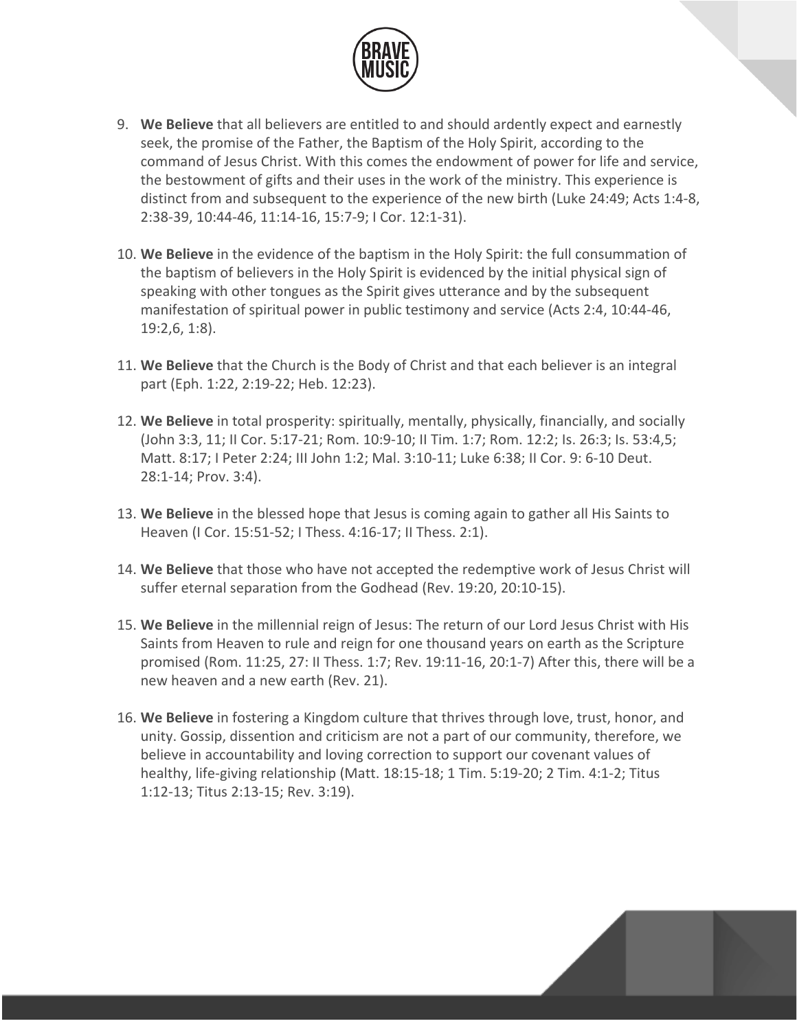9. **We Believe** that all believers are entitled to and should ardently expect and earnestly seek, the promise of the Father, the Baptism of the Holy Spirit, according to the command of Jesus Christ. With this comes the endowment of power for life and service, the bestowment of gifts and their uses in the work of the ministry. This experience is distinct from and subsequent to the experience of the new birth (Luke 24:49; Acts 1:4-8, 2:38-39, 10:44-46, 11:14-16, 15:7-9; I Cor. 12:1-31).

10. **We Believe** in the evidence of the baptism in the Holy Spirit: the full consummation of the baptism of believers in the Holy Spirit is evidenced by the initial physical sign of speaking with other tongues as the Spirit gives utterance and by the subsequent manifestation of spiritual power in public testimony and service (Acts 2:4, 10:44-46, 19:2,6, 1:8).

11. **We Believe** that the Church is the Body of Christ and that each believer is an integral part (Eph. 1:22, 2:19-22; Heb. 12:23).

12. **We Believe** in total prosperity: spiritually, mentally, physically, financially, and socially (John 3:3, 11; II Cor. 5:17-21; Rom. 10:9-10; II Tim. 1:7; Rom. 12:2; Is. 26:3; Is. 53:4,5; Matt. 8:17; I Peter 2:24; III John 1:2; Mal. 3:10-11; Luke 6:38; II Cor. 9: 6-10 Deut. 28:1-14; Prov. 3:4).

13. **We Believe** in the blessed hope that Jesus is coming again to gather all His Saints to Heaven (I Cor. 15:51-52; I Thess. 4:16-17; II Thess. 2:1).

14. **We Believe** that those who have not accepted the redemptive work of Jesus Christ will suffer eternal separation from the Godhead (Rev. 19:20, 20:10-15).

15. **We Believe** in the millennial reign of Jesus: The return of our Lord Jesus Christ with His Saints from Heaven to rule and reign for one thousand years on earth as the Scripture promised (Rom. 11:25, 27: II Thess. 1:7; Rev. 19:11-16, 20:1-7) After this, there will be a new heaven and a new earth (Rev. 21).

16. **We Believe** in fostering a Kingdom culture that thrives through love, trust, honor, and unity. Gossip, dissention and criticism are not a part of our community, therefore, we believe in accountability and loving correction to support our covenant values of healthy, life-giving relationship (Matt. 18:15-18; 1 Tim. 5:19-20; 2 Tim. 4:1-2; Titus 1:12-13; Titus 2:13-15; Rev. 3:19).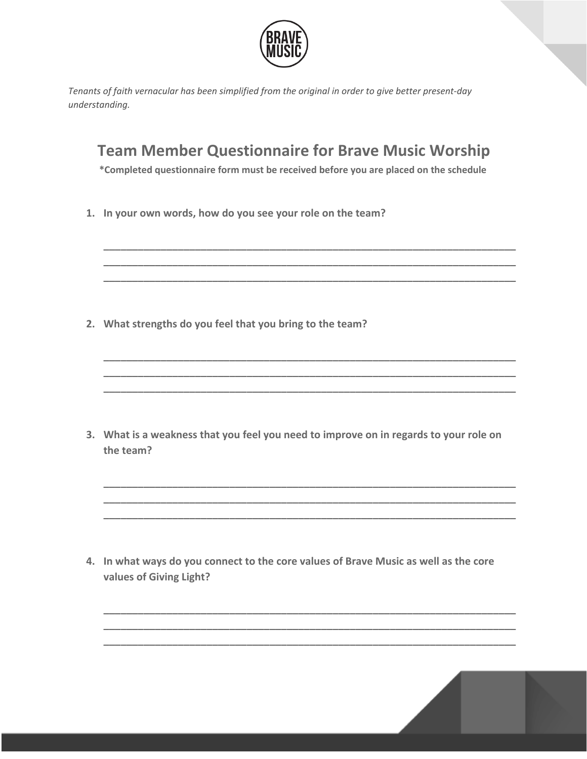*Tenants of faith vernacular has been simplified from the original in order to give better present-day understanding.*

## Team Member Questionnaire for Brave Music Worship

**\*Completed questionnaire form must be received before you are placed on the schedule**

1. **In your own words, how do you see your role on the team?**

   ______________________________________________________________________________
   ______________________________________________________________________________
   ______________________________________________________________________________

2. **What strengths do you feel that you bring to the team?**

   ______________________________________________________________________________
   ______________________________________________________________________________
   ______________________________________________________________________________

3. **What is a weakness that you feel you need to improve on in regards to your role on the team?**

   ______________________________________________________________________________
   ______________________________________________________________________________
   ______________________________________________________________________________

4. **In what ways do you connect to the core values of Brave Music as well as the core values of Giving Light?**

   ______________________________________________________________________________
   ______________________________________________________________________________
   ______________________________________________________________________________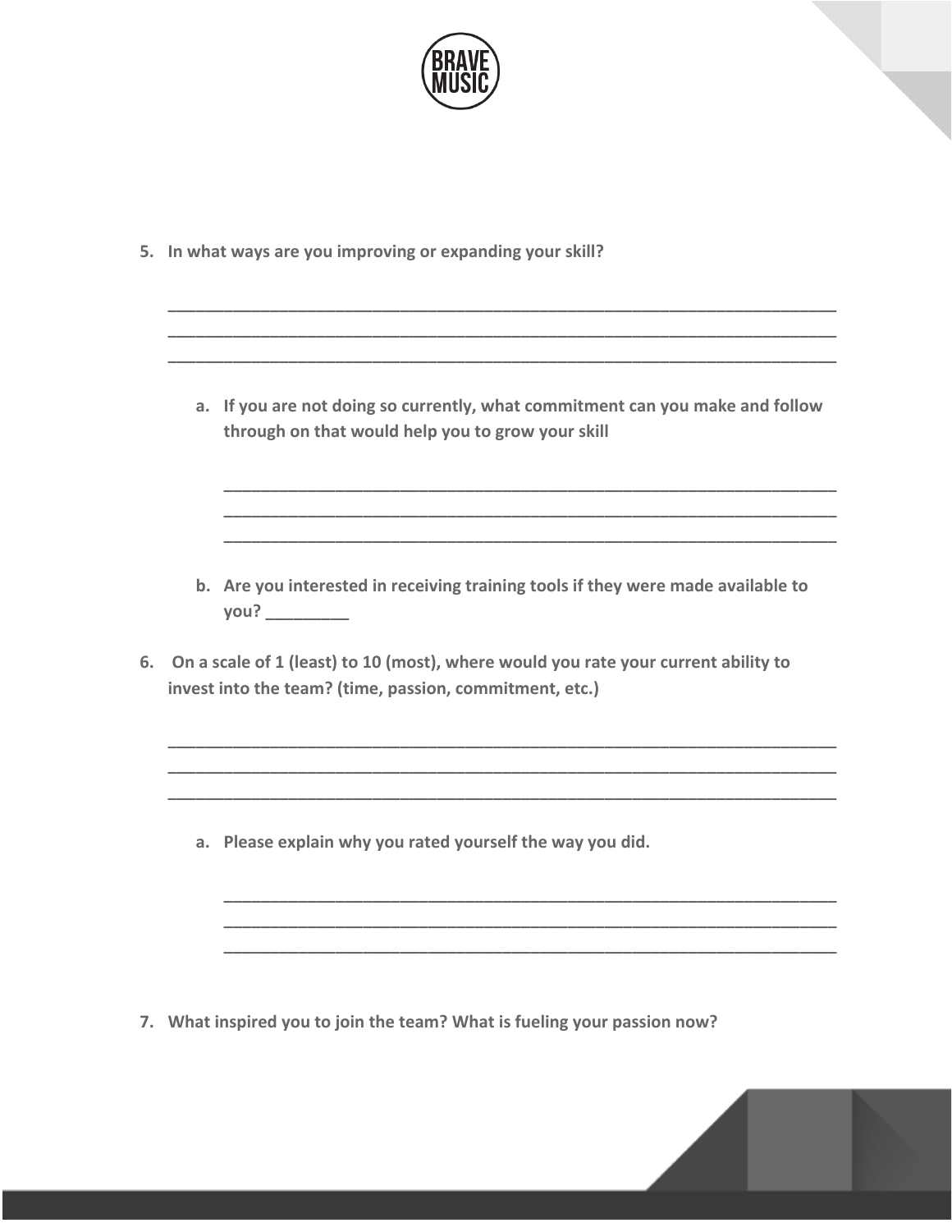5. **In what ways are you improving or expanding your skill?**

   ___________________________________________________________________________
   ___________________________________________________________________________
   ___________________________________________________________________________

   a. **If you are not doing so currently, what commitment can you make and follow through on that would help you to grow your skill**

      ____________________________________________________________________
      ____________________________________________________________________
      ____________________________________________________________________

   b. **Are you interested in receiving training tools if they were made available to you? _________**

6. **On a scale of 1 (least) to 10 (most), where would you rate your current ability to invest into the team? (time, passion, commitment, etc.)**

   ___________________________________________________________________________
   ___________________________________________________________________________
   ___________________________________________________________________________

   a. **Please explain why you rated yourself the way you did.**

      ____________________________________________________________________
      ____________________________________________________________________
      ____________________________________________________________________

7. **What inspired you to join the team? What is fueling your passion now?**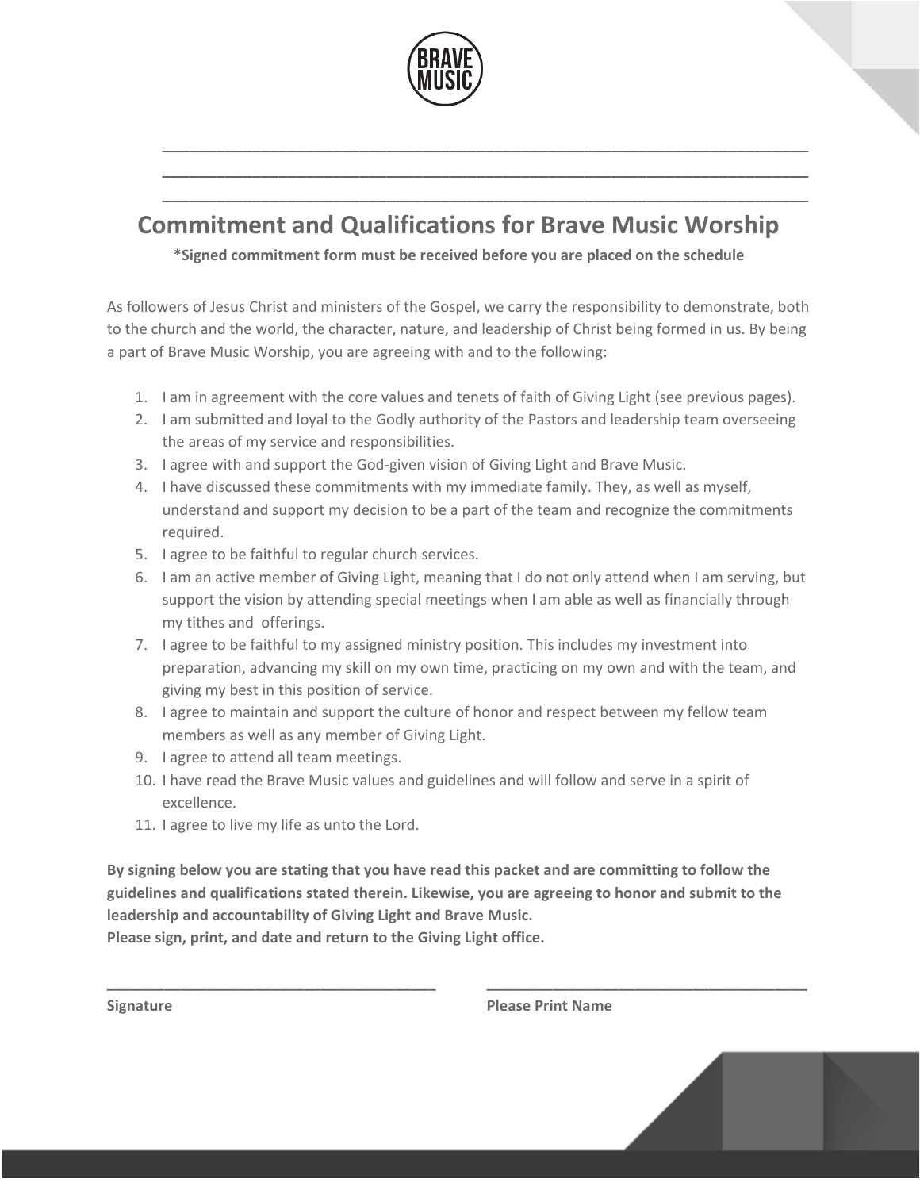# Commitment and Qualifications for Brave Music Worship

**\*Signed commitment form must be received before you are placed on the schedule**

As followers of Jesus Christ and ministers of the Gospel, we carry the responsibility to demonstrate, both to the church and the world, the character, nature, and leadership of Christ being formed in us. By being a part of Brave Music Worship, you are agreeing with and to the following:

1. I am in agreement with the core values and tenets of faith of Giving Light (see previous pages).
2. I am submitted and loyal to the Godly authority of the Pastors and leadership team overseeing the areas of my service and responsibilities.
3. I agree with and support the God-given vision of Giving Light and Brave Music.
4. I have discussed these commitments with my immediate family. They, as well as myself, understand and support my decision to be a part of the team and recognize the commitments required.
5. I agree to be faithful to regular church services.
6. I am an active member of Giving Light, meaning that I do not only attend when I am serving, but support the vision by attending special meetings when I am able as well as financially through my tithes and offerings.
7. I agree to be faithful to my assigned ministry position. This includes my investment into preparation, advancing my skill on my own time, practicing on my own and with the team, and giving my best in this position of service.
8. I agree to maintain and support the culture of honor and respect between my fellow team members as well as any member of Giving Light.
9. I agree to attend all team meetings.
10. I have read the Brave Music values and guidelines and will follow and serve in a spirit of excellence.
11. I agree to live my life as unto the Lord.

**By signing below you are stating that you have read this packet and are committing to follow the guidelines and qualifications stated therein. Likewise, you are agreeing to honor and submit to the leadership and accountability of Giving Light and Brave Music.**
**Please sign, print, and date and return to the Giving Light office.**

| ______________________________ | ______________________________ |
|---|---|
| **Signature** | **Please Print Name** |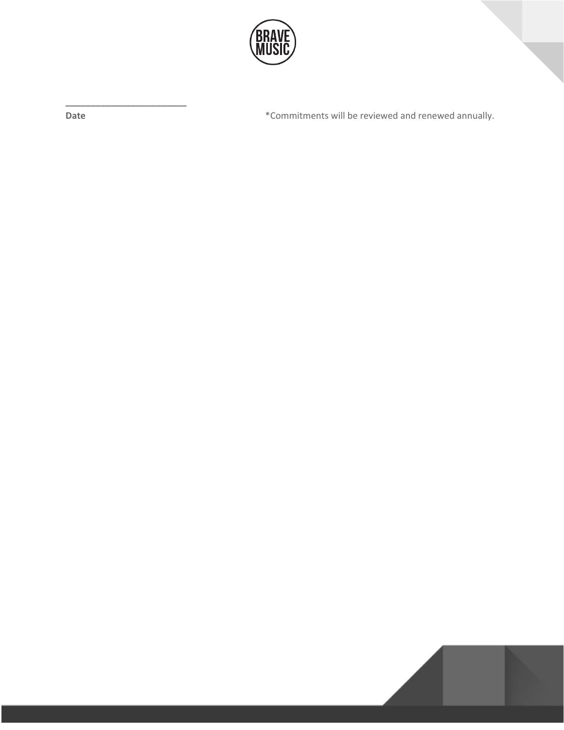________________________

**Date**

*Commitments will be reviewed and renewed annually.